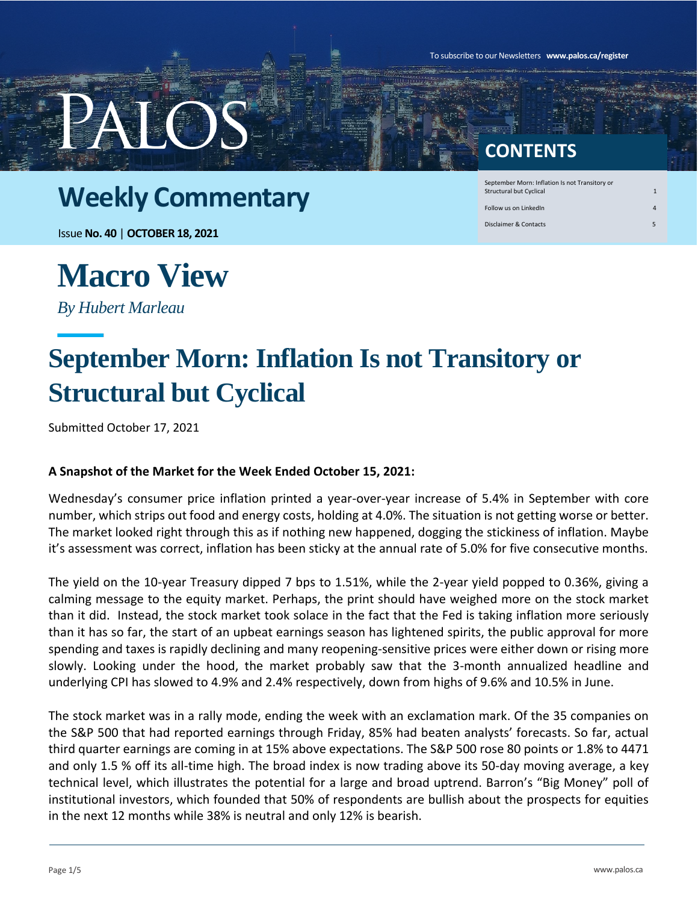To subscribe to our Newsletters **www.palos.ca/register**

PALOS

# Weekly Commentary

Issue **No. 40** | **OCTOBER 18, 2021**

## CONTENTS

| | |
|---|---|
| September Morn: Inflation Is not Transitory or Structural but Cyclical | 1 |
| Follow us on LinkedIn | 4 |
| Disclaimer & Contacts | 5 |

# Macro View

*By Hubert Marleau*

## September Morn: Inflation Is not Transitory or Structural but Cyclical

Submitted October 17, 2021

**A Snapshot of the Market for the Week Ended October 15, 2021:**

Wednesday's consumer price inflation printed a year-over-year increase of 5.4% in September with core number, which strips out food and energy costs, holding at 4.0%. The situation is not getting worse or better. The market looked right through this as if nothing new happened, dogging the stickiness of inflation. Maybe it's assessment was correct, inflation has been sticky at the annual rate of 5.0% for five consecutive months.

The yield on the 10-year Treasury dipped 7 bps to 1.51%, while the 2-year yield popped to 0.36%, giving a calming message to the equity market. Perhaps, the print should have weighed more on the stock market than it did. Instead, the stock market took solace in the fact that the Fed is taking inflation more seriously than it has so far, the start of an upbeat earnings season has lightened spirits, the public approval for more spending and taxes is rapidly declining and many reopening-sensitive prices were either down or rising more slowly. Looking under the hood, the market probably saw that the 3-month annualized headline and underlying CPI has slowed to 4.9% and 2.4% respectively, down from highs of 9.6% and 10.5% in June.

The stock market was in a rally mode, ending the week with an exclamation mark. Of the 35 companies on the S&P 500 that had reported earnings through Friday, 85% had beaten analysts' forecasts. So far, actual third quarter earnings are coming in at 15% above expectations. The S&P 500 rose 80 points or 1.8% to 4471 and only 1.5 % off its all-time high. The broad index is now trading above its 50-day moving average, a key technical level, which illustrates the potential for a large and broad uptrend. Barron's "Big Money" poll of institutional investors, which founded that 50% of respondents are bullish about the prospects for equities in the next 12 months while 38% is neutral and only 12% is bearish.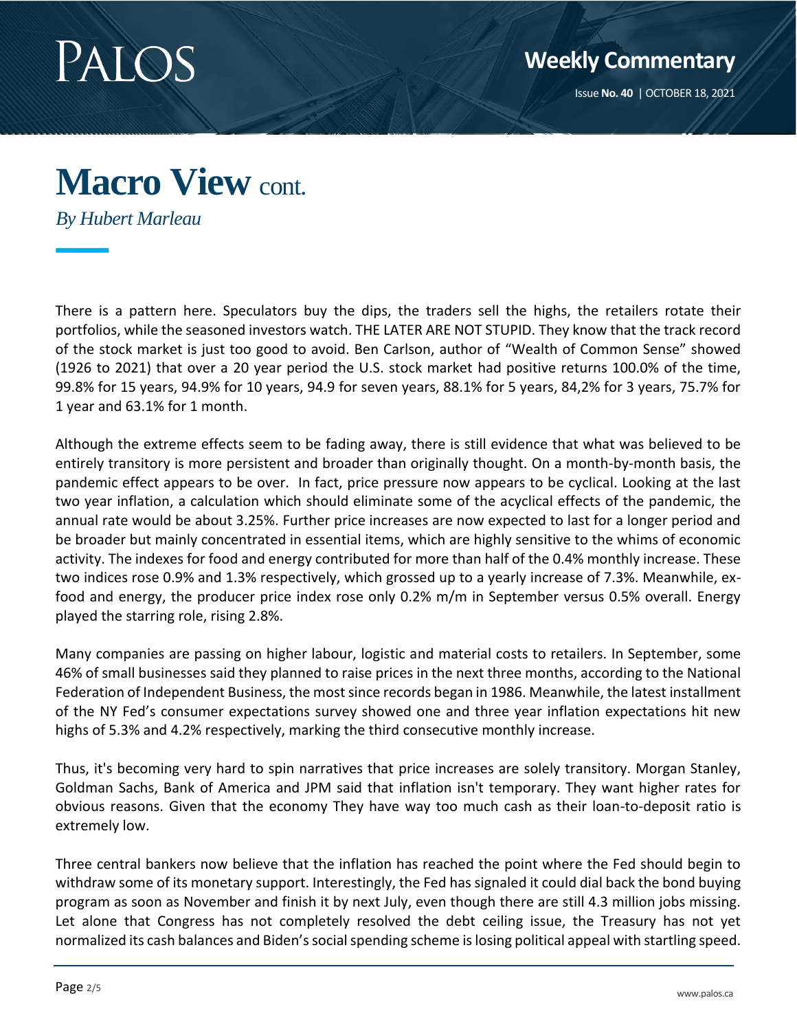# Macro View cont.

*By Hubert Marleau*

There is a pattern here. Speculators buy the dips, the traders sell the highs, the retailers rotate their portfolios, while the seasoned investors watch. THE LATER ARE NOT STUPID. They know that the track record of the stock market is just too good to avoid. Ben Carlson, author of "Wealth of Common Sense" showed (1926 to 2021) that over a 20 year period the U.S. stock market had positive returns 100.0% of the time, 99.8% for 15 years, 94.9% for 10 years, 94.9 for seven years, 88.1% for 5 years, 84,2% for 3 years, 75.7% for 1 year and 63.1% for 1 month.

Although the extreme effects seem to be fading away, there is still evidence that what was believed to be entirely transitory is more persistent and broader than originally thought. On a month-by-month basis, the pandemic effect appears to be over. In fact, price pressure now appears to be cyclical. Looking at the last two year inflation, a calculation which should eliminate some of the acyclical effects of the pandemic, the annual rate would be about 3.25%. Further price increases are now expected to last for a longer period and be broader but mainly concentrated in essential items, which are highly sensitive to the whims of economic activity. The indexes for food and energy contributed for more than half of the 0.4% monthly increase. These two indices rose 0.9% and 1.3% respectively, which grossed up to a yearly increase of 7.3%. Meanwhile, ex-food and energy, the producer price index rose only 0.2% m/m in September versus 0.5% overall. Energy played the starring role, rising 2.8%.

Many companies are passing on higher labour, logistic and material costs to retailers. In September, some 46% of small businesses said they planned to raise prices in the next three months, according to the National Federation of Independent Business, the most since records began in 1986. Meanwhile, the latest installment of the NY Fed's consumer expectations survey showed one and three year inflation expectations hit new highs of 5.3% and 4.2% respectively, marking the third consecutive monthly increase.

Thus, it's becoming very hard to spin narratives that price increases are solely transitory. Morgan Stanley, Goldman Sachs, Bank of America and JPM said that inflation isn't temporary. They want higher rates for obvious reasons. Given that the economy They have way too much cash as their loan-to-deposit ratio is extremely low.

Three central bankers now believe that the inflation has reached the point where the Fed should begin to withdraw some of its monetary support. Interestingly, the Fed has signaled it could dial back the bond buying program as soon as November and finish it by next July, even though there are still 4.3 million jobs missing. Let alone that Congress has not completely resolved the debt ceiling issue, the Treasury has not yet normalized its cash balances and Biden's social spending scheme is losing political appeal with startling speed.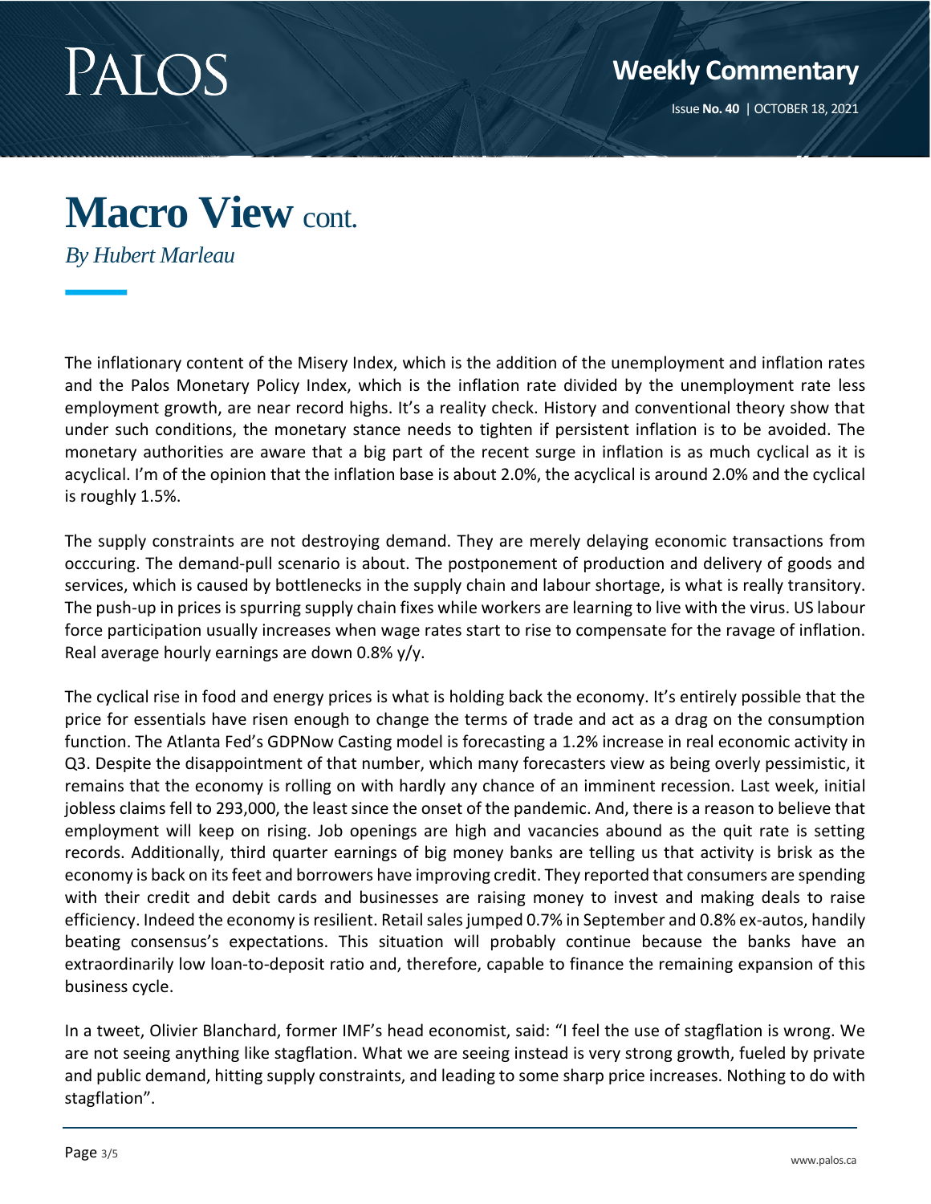# Macro View cont.

*By Hubert Marleau*

The inflationary content of the Misery Index, which is the addition of the unemployment and inflation rates and the Palos Monetary Policy Index, which is the inflation rate divided by the unemployment rate less employment growth, are near record highs. It's a reality check. History and conventional theory show that under such conditions, the monetary stance needs to tighten if persistent inflation is to be avoided. The monetary authorities are aware that a big part of the recent surge in inflation is as much cyclical as it is acyclical. I'm of the opinion that the inflation base is about 2.0%, the acyclical is around 2.0% and the cyclical is roughly 1.5%.

The supply constraints are not destroying demand. They are merely delaying economic transactions from occcuring. The demand-pull scenario is about. The postponement of production and delivery of goods and services, which is caused by bottlenecks in the supply chain and labour shortage, is what is really transitory. The push-up in prices is spurring supply chain fixes while workers are learning to live with the virus. US labour force participation usually increases when wage rates start to rise to compensate for the ravage of inflation. Real average hourly earnings are down 0.8% y/y.

The cyclical rise in food and energy prices is what is holding back the economy. It's entirely possible that the price for essentials have risen enough to change the terms of trade and act as a drag on the consumption function. The Atlanta Fed's GDPNow Casting model is forecasting a 1.2% increase in real economic activity in Q3. Despite the disappointment of that number, which many forecasters view as being overly pessimistic, it remains that the economy is rolling on with hardly any chance of an imminent recession. Last week, initial jobless claims fell to 293,000, the least since the onset of the pandemic. And, there is a reason to believe that employment will keep on rising. Job openings are high and vacancies abound as the quit rate is setting records. Additionally, third quarter earnings of big money banks are telling us that activity is brisk as the economy is back on its feet and borrowers have improving credit. They reported that consumers are spending with their credit and debit cards and businesses are raising money to invest and making deals to raise efficiency. Indeed the economy is resilient. Retail sales jumped 0.7% in September and 0.8% ex-autos, handily beating consensus's expectations. This situation will probably continue because the banks have an extraordinarily low loan-to-deposit ratio and, therefore, capable to finance the remaining expansion of this business cycle.

In a tweet, Olivier Blanchard, former IMF's head economist, said: "I feel the use of stagflation is wrong. We are not seeing anything like stagflation. What we are seeing instead is very strong growth, fueled by private and public demand, hitting supply constraints, and leading to some sharp price increases. Nothing to do with stagflation".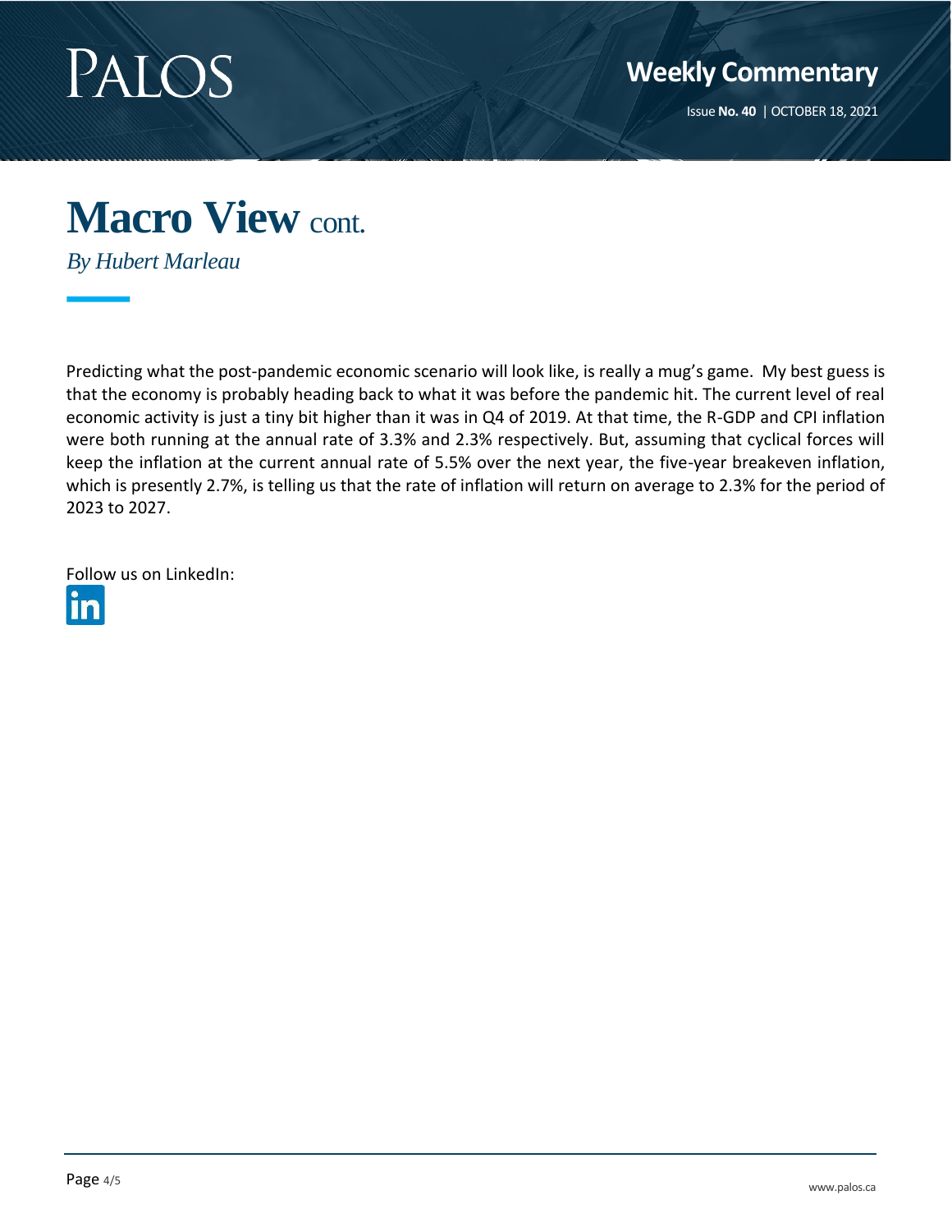# Macro View cont.

*By Hubert Marleau*

Predicting what the post-pandemic economic scenario will look like, is really a mug's game. My best guess is that the economy is probably heading back to what it was before the pandemic hit. The current level of real economic activity is just a tiny bit higher than it was in Q4 of 2019. At that time, the R-GDP and CPI inflation were both running at the annual rate of 3.3% and 2.3% respectively. But, assuming that cyclical forces will keep the inflation at the current annual rate of 5.5% over the next year, the five-year breakeven inflation, which is presently 2.7%, is telling us that the rate of inflation will return on average to 2.3% for the period of 2023 to 2027.

Follow us on LinkedIn: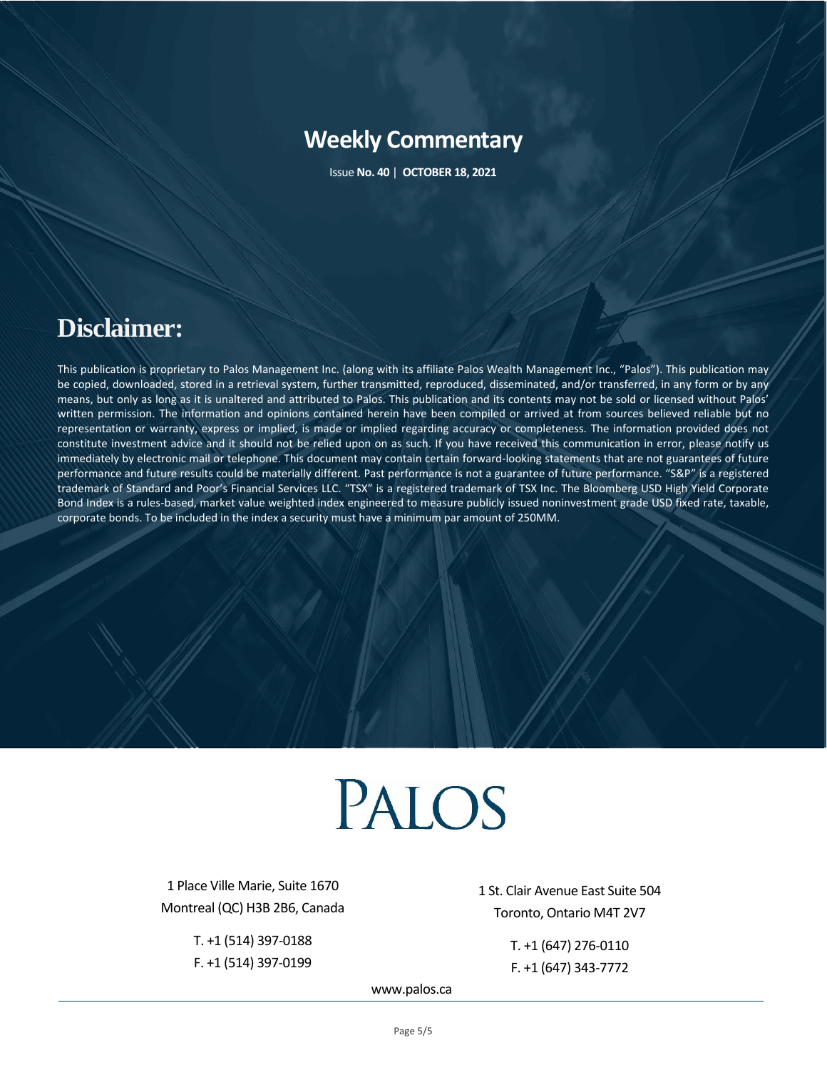# Weekly Commentary

Issue **No. 40** | **OCTOBER 18, 2021**

## Disclaimer:

This publication is proprietary to Palos Management Inc. (along with its affiliate Palos Wealth Management Inc., "Palos"). This publication may be copied, downloaded, stored in a retrieval system, further transmitted, reproduced, disseminated, and/or transferred, in any form or by any means, but only as long as it is unaltered and attributed to Palos. This publication and its contents may not be sold or licensed without Palos' written permission. The information and opinions contained herein have been compiled or arrived at from sources believed reliable but no representation or warranty, express or implied, is made or implied regarding accuracy or completeness. The information provided does not constitute investment advice and it should not be relied upon on as such. If you have received this communication in error, please notify us immediately by electronic mail or telephone. This document may contain certain forward-looking statements that are not guarantees of future performance and future results could be materially different. Past performance is not a guarantee of future performance. "S&P" is a registered trademark of Standard and Poor's Financial Services LLC. "TSX" is a registered trademark of TSX Inc. The Bloomberg USD High Yield Corporate Bond Index is a rules-based, market value weighted index engineered to measure publicly issued noninvestment grade USD fixed rate, taxable, corporate bonds. To be included in the index a security must have a minimum par amount of 250MM.

PALOS

1 Place Ville Marie, Suite 1670
Montreal (QC) H3B 2B6, Canada

T. +1 (514) 397-0188
F. +1 (514) 397-0199

1 St. Clair Avenue East Suite 504
Toronto, Ontario M4T 2V7

T. +1 (647) 276-0110
F. +1 (647) 343-7772

www.palos.ca